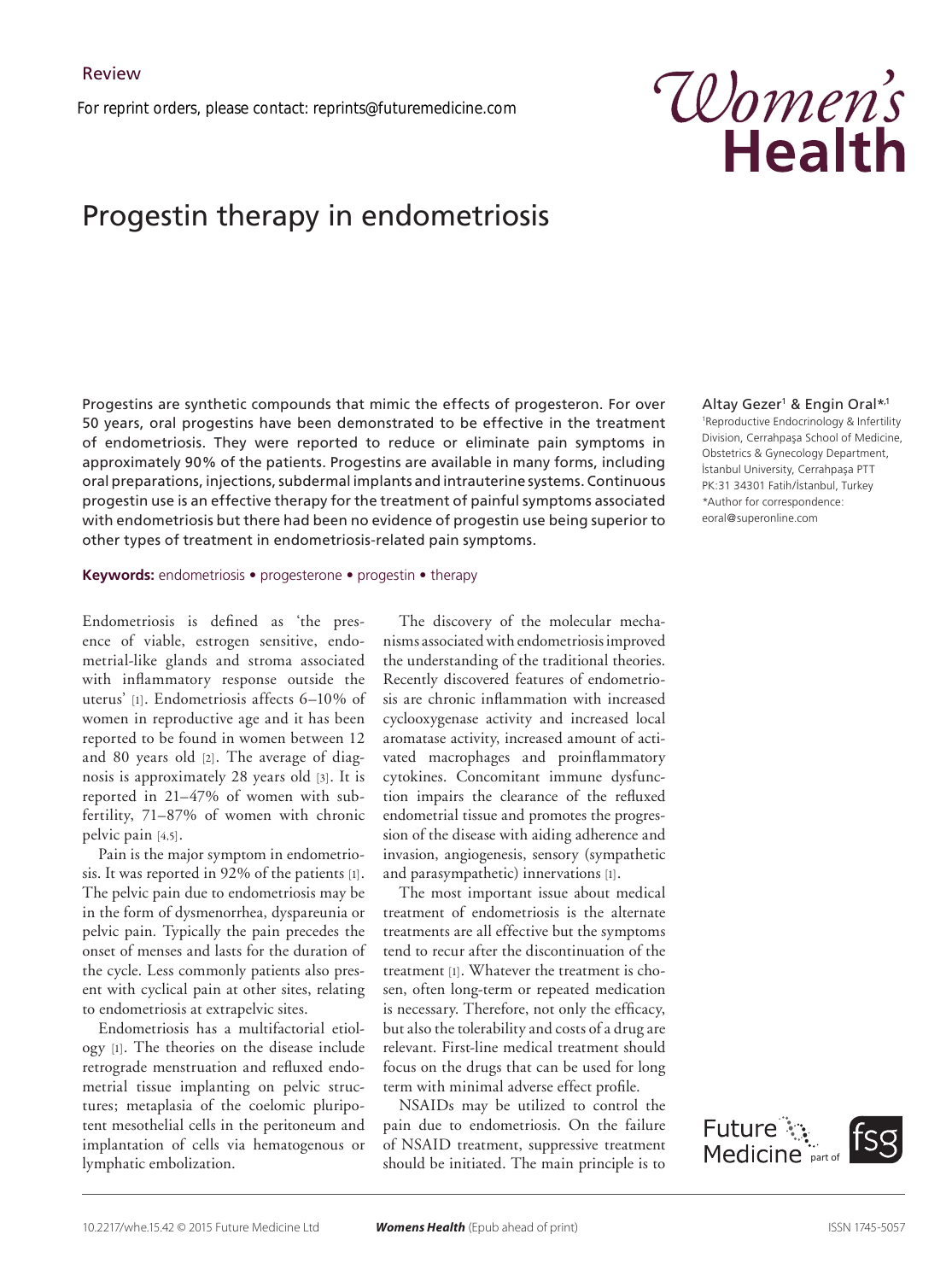Review

For reprint orders, please contact: reprints@futuremedicine.com

# Progestin therapy in endometriosis

Altay Gezer[1] & Engin Oral*,[1]

[1]Reproductive Endocrinology & Infertility Division, Cerrahpaşa School of Medicine, Obstetrics & Gynecology Department, İstanbul University, Cerrahpaşa PTT PK:31 34301 Fatih/İstanbul, Turkey

*Author for correspondence: eoral@superonline.com

Progestins are synthetic compounds that mimic the effects of progesteron. For over 50 years, oral progestins have been demonstrated to be effective in the treatment of endometriosis. They were reported to reduce or eliminate pain symptoms in approximately 90% of the patients. Progestins are available in many forms, including oral preparations, injections, subdermal implants and intrauterine systems. Continuous progestin use is an effective therapy for the treatment of painful symptoms associated with endometriosis but there had been no evidence of progestin use being superior to other types of treatment in endometriosis-related pain symptoms.

**Keywords:** endometriosis • progesterone • progestin • therapy

Endometriosis is defined as 'the presence of viable, estrogen sensitive, endometrial-like glands and stroma associated with inflammatory response outside the uterus' [1]. Endometriosis affects 6–10% of women in reproductive age and it has been reported to be found in women between 12 and 80 years old [2]. The average of diagnosis is approximately 28 years old [3]. It is reported in 21–47% of women with subfertility, 71–87% of women with chronic pelvic pain [4,5].

Pain is the major symptom in endometriosis. It was reported in 92% of the patients [1]. The pelvic pain due to endometriosis may be in the form of dysmenorrhea, dyspareunia or pelvic pain. Typically the pain precedes the onset of menses and lasts for the duration of the cycle. Less commonly patients also present with cyclical pain at other sites, relating to endometriosis at extrapelvic sites.

Endometriosis has a multifactorial etiology [1]. The theories on the disease include retrograde menstruation and refluxed endometrial tissue implanting on pelvic structures; metaplasia of the coelomic pluripotent mesothelial cells in the peritoneum and implantation of cells via hematogenous or lymphatic embolization.

The discovery of the molecular mechanisms associated with endometriosis improved the understanding of the traditional theories. Recently discovered features of endometriosis are chronic inflammation with increased cyclooxygenase activity and increased local aromatase activity, increased amount of activated macrophages and proinflammatory cytokines. Concomitant immune dysfunction impairs the clearance of the refluxed endometrial tissue and promotes the progression of the disease with aiding adherence and invasion, angiogenesis, sensory (sympathetic and parasympathetic) innervations [1].

The most important issue about medical treatment of endometriosis is the alternate treatments are all effective but the symptoms tend to recur after the discontinuation of the treatment [1]. Whatever the treatment is chosen, often long-term or repeated medication is necessary. Therefore, not only the efficacy, but also the tolerability and costs of a drug are relevant. First-line medical treatment should focus on the drugs that can be used for long term with minimal adverse effect profile.

NSAIDs may be utilized to control the pain due to endometriosis. On the failure of NSAID treatment, suppressive treatment should be initiated. The main principle is to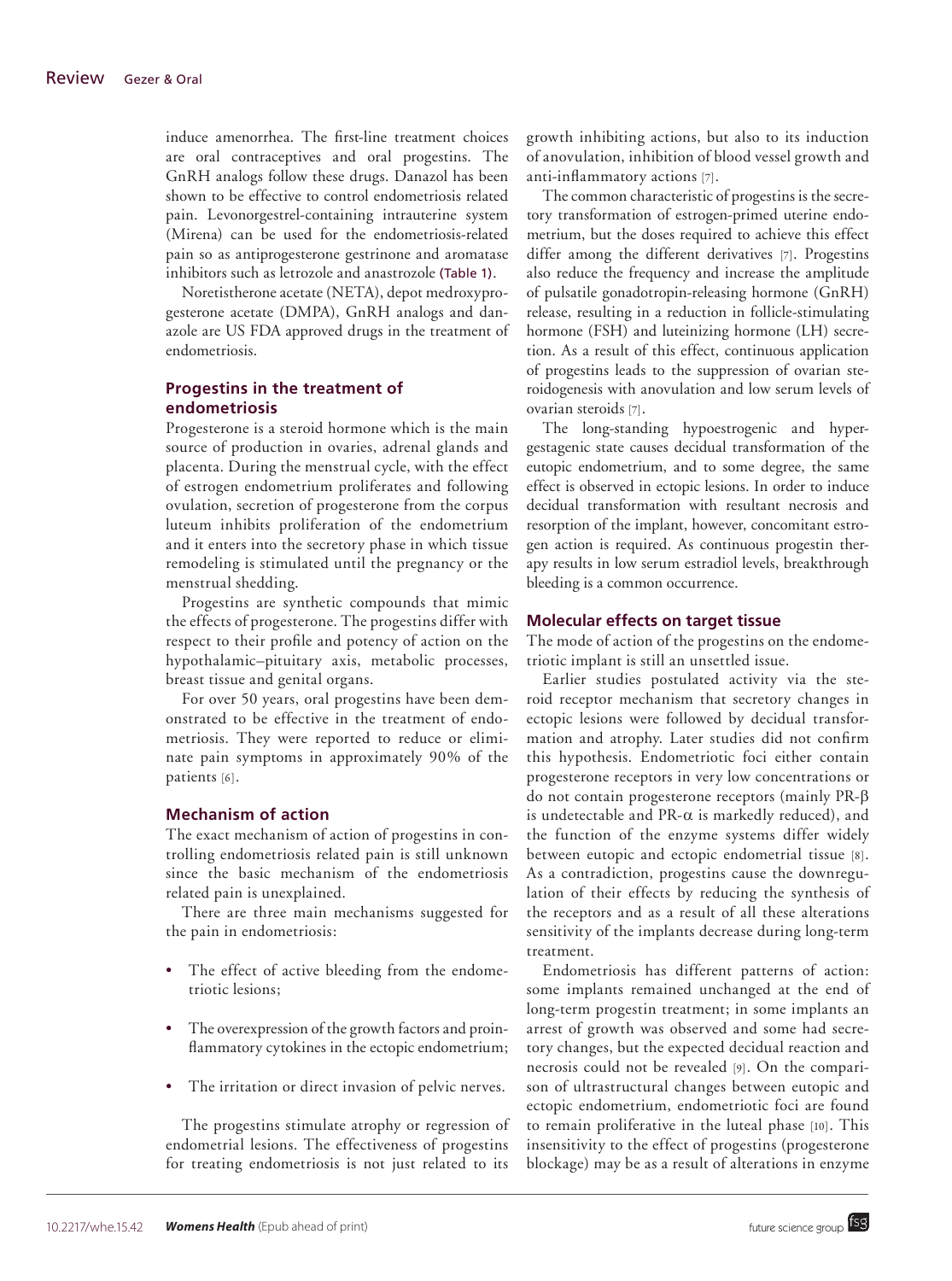induce amenorrhea. The first-line treatment choices are oral contraceptives and oral progestins. The GnRH analogs follow these drugs. Danazol has been shown to be effective to control endometriosis related pain. Levonorgestrel-containing intrauterine system (Mirena) can be used for the endometriosis-related pain so as antiprogesterone gestrinone and aromatase inhibitors such as letrozole and anastrozole (Table 1).

Noretistherone acetate (NETA), depot medroxyprogesterone acetate (DMPA), GnRH analogs and danazole are US FDA approved drugs in the treatment of endometriosis.

## Progestins in the treatment of endometriosis

Progesterone is a steroid hormone which is the main source of production in ovaries, adrenal glands and placenta. During the menstrual cycle, with the effect of estrogen endometrium proliferates and following ovulation, secretion of progesterone from the corpus luteum inhibits proliferation of the endometrium and it enters into the secretory phase in which tissue remodeling is stimulated until the pregnancy or the menstrual shedding.

Progestins are synthetic compounds that mimic the effects of progesterone. The progestins differ with respect to their profile and potency of action on the hypothalamic–pituitary axis, metabolic processes, breast tissue and genital organs.

For over 50 years, oral progestins have been demonstrated to be effective in the treatment of endometriosis. They were reported to reduce or eliminate pain symptoms in approximately 90% of the patients [6].

## Mechanism of action

The exact mechanism of action of progestins in controlling endometriosis related pain is still unknown since the basic mechanism of the endometriosis related pain is unexplained.

There are three main mechanisms suggested for the pain in endometriosis:

- The effect of active bleeding from the endometriotic lesions;
- The overexpression of the growth factors and proinflammatory cytokines in the ectopic endometrium;
- The irritation or direct invasion of pelvic nerves.

The progestins stimulate atrophy or regression of endometrial lesions. The effectiveness of progestins for treating endometriosis is not just related to its growth inhibiting actions, but also to its induction of anovulation, inhibition of blood vessel growth and anti-inflammatory actions [7].

The common characteristic of progestins is the secretory transformation of estrogen-primed uterine endometrium, but the doses required to achieve this effect differ among the different derivatives [7]. Progestins also reduce the frequency and increase the amplitude of pulsatile gonadotropin-releasing hormone (GnRH) release, resulting in a reduction in follicle-stimulating hormone (FSH) and luteinizing hormone (LH) secretion. As a result of this effect, continuous application of progestins leads to the suppression of ovarian steroidogenesis with anovulation and low serum levels of ovarian steroids [7].

The long-standing hypoestrogenic and hypergestagenic state causes decidual transformation of the eutopic endometrium, and to some degree, the same effect is observed in ectopic lesions. In order to induce decidual transformation with resultant necrosis and resorption of the implant, however, concomitant estrogen action is required. As continuous progestin therapy results in low serum estradiol levels, breakthrough bleeding is a common occurrence.

## Molecular effects on target tissue

The mode of action of the progestins on the endometriotic implant is still an unsettled issue.

Earlier studies postulated activity via the steroid receptor mechanism that secretory changes in ectopic lesions were followed by decidual transformation and atrophy. Later studies did not confirm this hypothesis. Endometriotic foci either contain progesterone receptors in very low concentrations or do not contain progesterone receptors (mainly PR-$\beta$ is undetectable and PR-$\alpha$ is markedly reduced), and the function of the enzyme systems differ widely between eutopic and ectopic endometrial tissue [8]. As a contradiction, progestins cause the downregulation of their effects by reducing the synthesis of the receptors and as a result of all these alterations sensitivity of the implants decrease during long-term treatment.

Endometriosis has different patterns of action: some implants remained unchanged at the end of long-term progestin treatment; in some implants an arrest of growth was observed and some had secretory changes, but the expected decidual reaction and necrosis could not be revealed [9]. On the comparison of ultrastructural changes between eutopic and ectopic endometrium, endometriotic foci are found to remain proliferative in the luteal phase [10]. This insensitivity to the effect of progestins (progesterone blockage) may be as a result of alterations in enzyme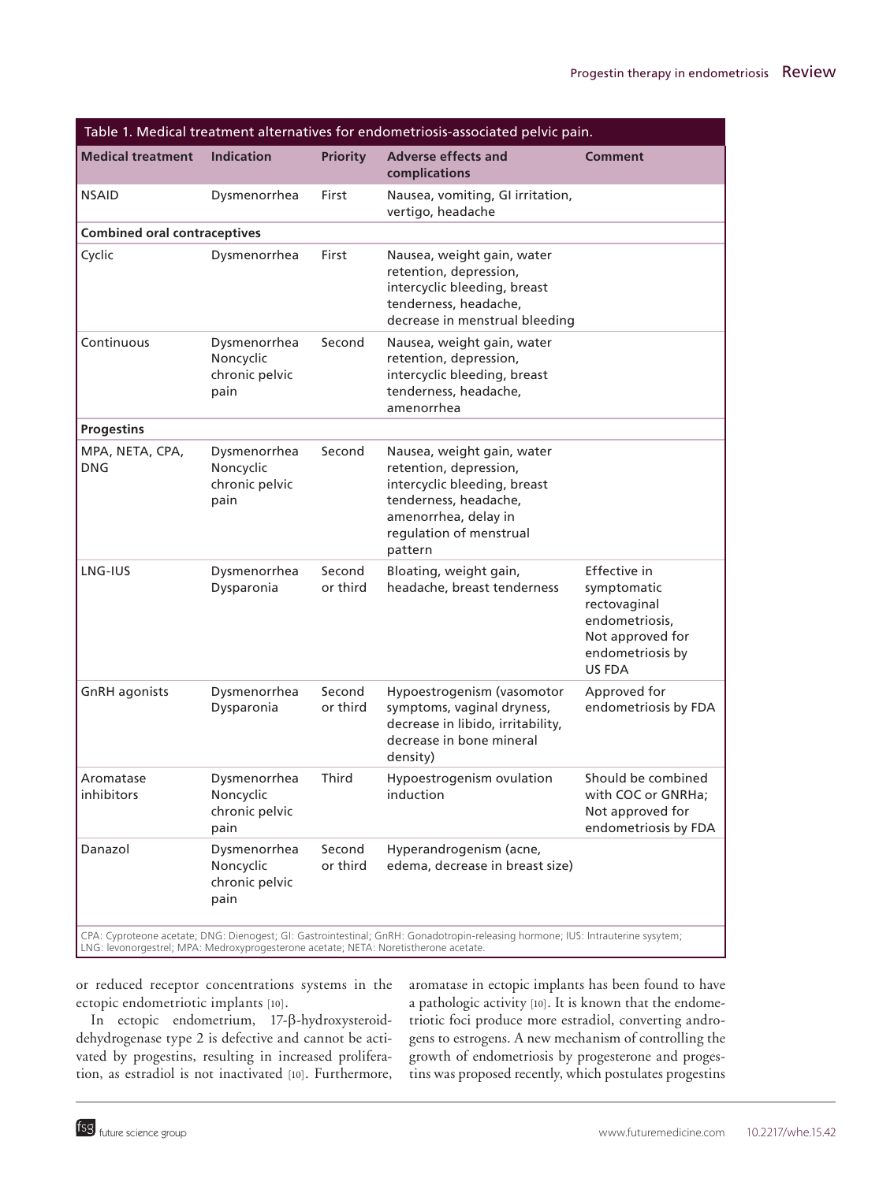Table 1. Medical treatment alternatives for endometriosis-associated pelvic pain.

| Medical treatment | Indication | Priority | Adverse effects and complications | Comment |
|---|---|---|---|---|
| NSAID | Dysmenorrhea | First | Nausea, vomiting, GI irritation, vertigo, headache | |
| **Combined oral contraceptives** | | | | |
| Cyclic | Dysmenorrhea | First | Nausea, weight gain, water retention, depression, intercyclic bleeding, breast tenderness, headache, decrease in menstrual bleeding | |
| Continuous | Dysmenorrhea Noncyclic chronic pelvic pain | Second | Nausea, weight gain, water retention, depression, intercyclic bleeding, breast tenderness, headache, amenorrhea | |
| **Progestins** | | | | |
| MPA, NETA, CPA, DNG | Dysmenorrhea Noncyclic chronic pelvic pain | Second | Nausea, weight gain, water retention, depression, intercyclic bleeding, breast tenderness, headache, amenorrhea, delay in regulation of menstrual pattern | |
| LNG-IUS | Dysmenorrhea Dysparonia | Second or third | Bloating, weight gain, headache, breast tenderness | Effective in symptomatic rectovaginal endometriosis, Not approved for endometriosis by US FDA |
| GnRH agonists | Dysmenorrhea Dysparonia | Second or third | Hypoestrogenism (vasomotor symptoms, vaginal dryness, decrease in libido, irritability, decrease in bone mineral density) | Approved for endometriosis by FDA |
| Aromatase inhibitors | Dysmenorrhea Noncyclic chronic pelvic pain | Third | Hypoestrogenism ovulation induction | Should be combined with COC or GNRHa; Not approved for endometriosis by FDA |
| Danazol | Dysmenorrhea Noncyclic chronic pelvic pain | Second or third | Hyperandrogenism (acne, edema, decrease in breast size) | |

CPA: Cyproteone acetate; DNG: Dienogest; GI: Gastrointestinal; GnRH: Gonadotropin-releasing hormone; IUS: Intrauterine sysytem; LNG: levonorgestrel; MPA: Medroxyprogesterone acetate; NETA: Noretistherone acetate.

or reduced receptor concentrations systems in the ectopic endometriotic implants [10].

In ectopic endometrium, 17-β-hydroxysteroid-dehydrogenase type 2 is defective and cannot be activated by progestins, resulting in increased proliferation, as estradiol is not inactivated [10]. Furthermore, aromatase in ectopic implants has been found to have a pathologic activity [10]. It is known that the endometriotic foci produce more estradiol, converting androgens to estrogens. A new mechanism of controlling the growth of endometriosis by progesterone and progestins was proposed recently, which postulates progestins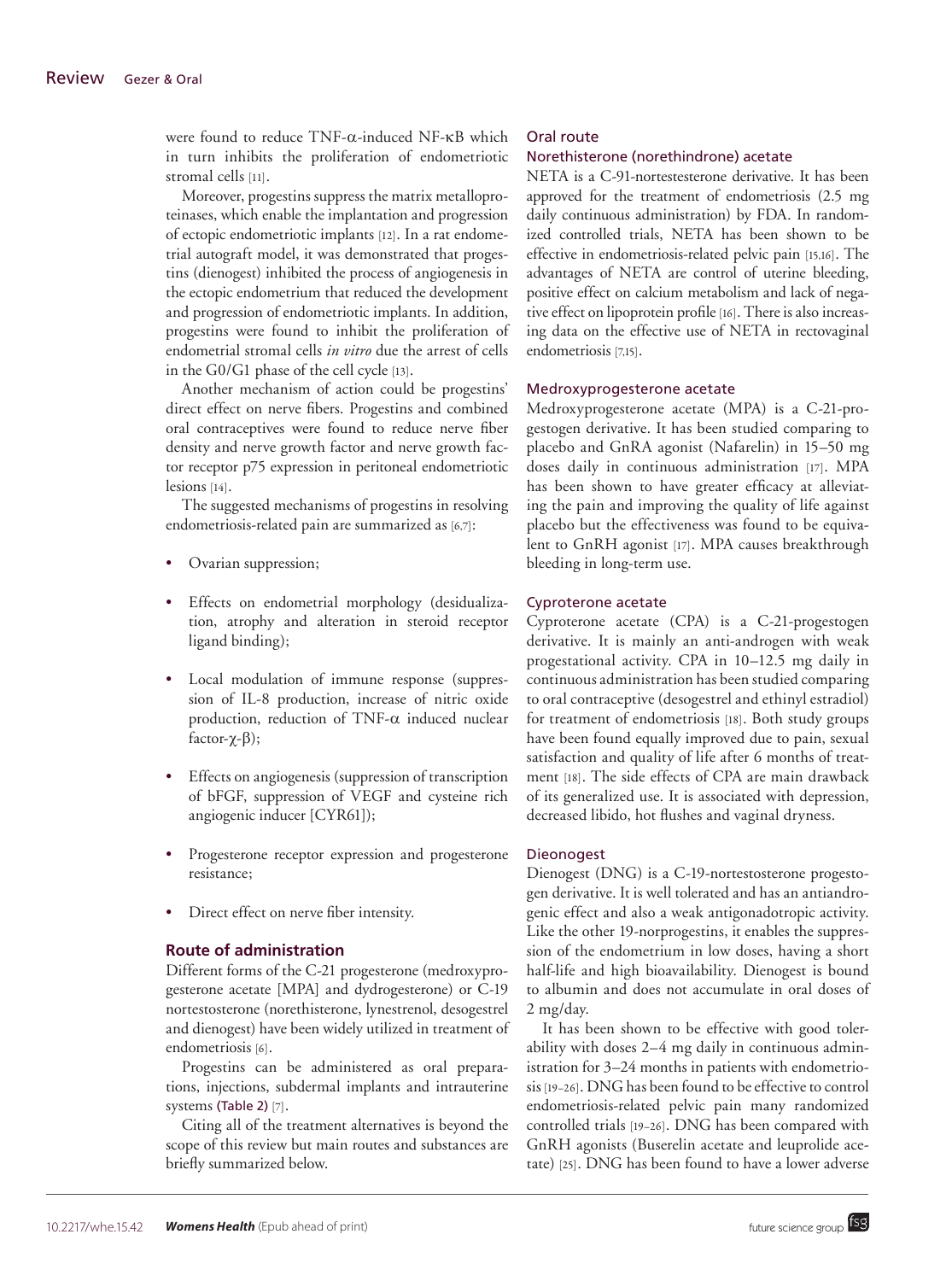were found to reduce TNF-α-induced NF-κB which in turn inhibits the proliferation of endometriotic stromal cells [11].

Moreover, progestins suppress the matrix metalloproteinases, which enable the implantation and progression of ectopic endometriotic implants [12]. In a rat endometrial autograft model, it was demonstrated that progestins (dienogest) inhibited the process of angiogenesis in the ectopic endometrium that reduced the development and progression of endometriotic implants. In addition, progestins were found to inhibit the proliferation of endometrial stromal cells *in vitro* due the arrest of cells in the G0/G1 phase of the cell cycle [13].

Another mechanism of action could be progestins' direct effect on nerve fibers. Progestins and combined oral contraceptives were found to reduce nerve fiber density and nerve growth factor and nerve growth factor receptor p75 expression in peritoneal endometriotic lesions [14].

The suggested mechanisms of progestins in resolving endometriosis-related pain are summarized as [6,7]:

- Ovarian suppression;
- Effects on endometrial morphology (desidualization, atrophy and alteration in steroid receptor ligand binding);
- Local modulation of immune response (suppression of IL-8 production, increase of nitric oxide production, reduction of TNF-α induced nuclear factor-χ-β);
- Effects on angiogenesis (suppression of transcription of bFGF, suppression of VEGF and cysteine rich angiogenic inducer [CYR61]);
- Progesterone receptor expression and progesterone resistance;
- Direct effect on nerve fiber intensity.

## Route of administration

Different forms of the C-21 progesterone (medroxyprogesterone acetate [MPA] and dydrogesterone) or C-19 nortestosterone (norethisterone, lynestrenol, desogestrel and dienogest) have been widely utilized in treatment of endometriosis [6].

Progestins can be administered as oral preparations, injections, subdermal implants and intrauterine systems (Table 2) [7].

Citing all of the treatment alternatives is beyond the scope of this review but main routes and substances are briefly summarized below.

### Oral route

#### Norethisterone (norethindrone) acetate

NETA is a C-91-nortestesterone derivative. It has been approved for the treatment of endometriosis (2.5 mg daily continuous administration) by FDA. In randomized controlled trials, NETA has been shown to be effective in endometriosis-related pelvic pain [15,16]. The advantages of NETA are control of uterine bleeding, positive effect on calcium metabolism and lack of negative effect on lipoprotein profile [16]. There is also increasing data on the effective use of NETA in rectovaginal endometriosis [7,15].

#### Medroxyprogesterone acetate

Medroxyprogesterone acetate (MPA) is a C-21-progestogen derivative. It has been studied comparing to placebo and GnRA agonist (Nafarelin) in 15–50 mg doses daily in continuous administration [17]. MPA has been shown to have greater efficacy at alleviating the pain and improving the quality of life against placebo but the effectiveness was found to be equivalent to GnRH agonist [17]. MPA causes breakthrough bleeding in long-term use.

#### Cyproterone acetate

Cyproterone acetate (CPA) is a C-21-progestogen derivative. It is mainly an anti-androgen with weak progestational activity. CPA in 10–12.5 mg daily in continuous administration has been studied comparing to oral contraceptive (desogestrel and ethinyl estradiol) for treatment of endometriosis [18]. Both study groups have been found equally improved due to pain, sexual satisfaction and quality of life after 6 months of treatment [18]. The side effects of CPA are main drawback of its generalized use. It is associated with depression, decreased libido, hot flushes and vaginal dryness.

#### Dieonogest

Dienogest (DNG) is a C-19-nortestosterone progestogen derivative. It is well tolerated and has an antiandrogenic effect and also a weak antigonadotropic activity. Like the other 19-norprogestins, it enables the suppression of the endometrium in low doses, having a short half-life and high bioavailability. Dienogest is bound to albumin and does not accumulate in oral doses of 2 mg/day.

It has been shown to be effective with good tolerability with doses 2–4 mg daily in continuous administration for 3–24 months in patients with endometriosis [19–26]. DNG has been found to be effective to control endometriosis-related pelvic pain many randomized controlled trials [19–26]. DNG has been compared with GnRH agonists (Buserelin acetate and leuprolide acetate) [25]. DNG has been found to have a lower adverse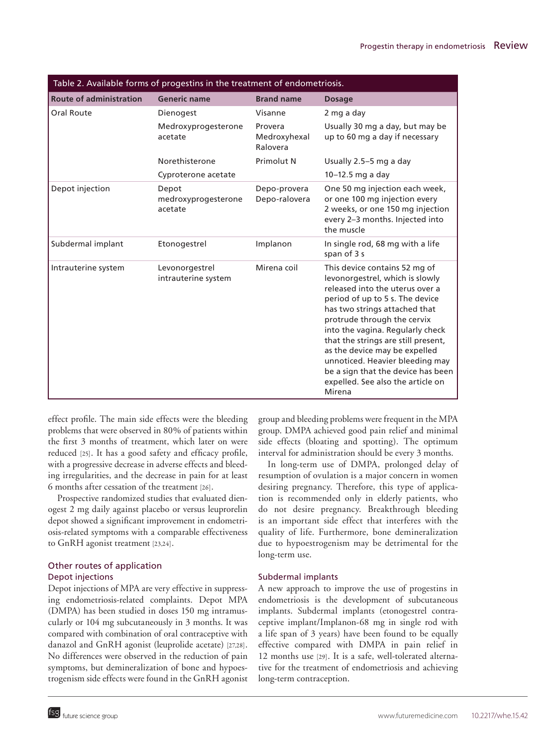Table 2. Available forms of progestins in the treatment of endometriosis.

| Route of administration | Generic name | Brand name | Dosage |
|---|---|---|---|
| Oral Route | Dienogest | Visanne | 2 mg a day |
| | Medroxyprogesterone acetate | Provera Medroxyhexal Ralovera | Usually 30 mg a day, but may be up to 60 mg a day if necessary |
| | Norethisterone | Primolut N | Usually 2.5–5 mg a day |
| | Cyproterone acetate | | 10–12.5 mg a day |
| Depot injection | Depot medroxyprogesterone acetate | Depo-provera Depo-ralovera | One 50 mg injection each week, or one 100 mg injection every 2 weeks, or one 150 mg injection every 2–3 months. Injected into the muscle |
| Subdermal implant | Etonogestrel | Implanon | In single rod, 68 mg with a life span of 3 s |
| Intrauterine system | Levonorgestrel intrauterine system | Mirena coil | This device contains 52 mg of levonorgestrel, which is slowly released into the uterus over a period of up to 5 s. The device has two strings attached that protrude through the cervix into the vagina. Regularly check that the strings are still present, as the device may be expelled unnoticed. Heavier bleeding may be a sign that the device has been expelled. See also the article on Mirena |

effect profile. The main side effects were the bleeding problems that were observed in 80% of patients within the first 3 months of treatment, which later on were reduced [25]. It has a good safety and efficacy profile, with a progressive decrease in adverse effects and bleeding irregularities, and the decrease in pain for at least 6 months after cessation of the treatment [26].

Prospective randomized studies that evaluated dienogest 2 mg daily against placebo or versus leuprorelin depot showed a significant improvement in endometriosis-related symptoms with a comparable effectiveness to GnRH agonist treatment [23,24].

## Other routes of application

### Depot injections

Depot injections of MPA are very effective in suppressing endometriosis-related complaints. Depot MPA (DMPA) has been studied in doses 150 mg intramuscularly or 104 mg subcutaneously in 3 months. It was compared with combination of oral contraceptive with danazol and GnRH agonist (leuprolide acetate) [27,28]. No differences were observed in the reduction of pain symptoms, but demineralization of bone and hypoestrogenism side effects were found in the GnRH agonist group and bleeding problems were frequent in the MPA group. DMPA achieved good pain relief and minimal side effects (bloating and spotting). The optimum interval for administration should be every 3 months.

In long-term use of DMPA, prolonged delay of resumption of ovulation is a major concern in women desiring pregnancy. Therefore, this type of application is recommended only in elderly patients, who do not desire pregnancy. Breakthrough bleeding is an important side effect that interferes with the quality of life. Furthermore, bone demineralization due to hypoestrogenism may be detrimental for the long-term use.

### Subdermal implants

A new approach to improve the use of progestins in endometriosis is the development of subcutaneous implants. Subdermal implants (etonogestrel contraceptive implant/Implanon-68 mg in single rod with a life span of 3 years) have been found to be equally effective compared with DMPA in pain relief in 12 months use [29]. It is a safe, well-tolerated alternative for the treatment of endometriosis and achieving long-term contraception.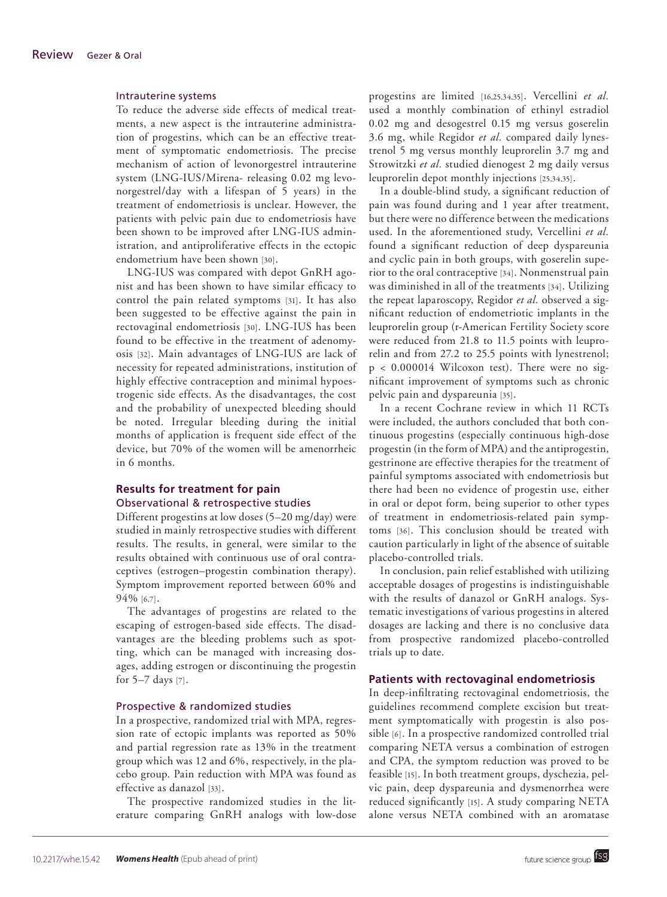### Intrauterine systems

To reduce the adverse side effects of medical treatments, a new aspect is the intrauterine administration of progestins, which can be an effective treatment of symptomatic endometriosis. The precise mechanism of action of levonorgestrel intrauterine system (LNG-IUS/Mirena- releasing 0.02 mg levonorgestrel/day with a lifespan of 5 years) in the treatment of endometriosis is unclear. However, the patients with pelvic pain due to endometriosis have been shown to be improved after LNG-IUS administration, and antiproliferative effects in the ectopic endometrium have been shown [30].

LNG-IUS was compared with depot GnRH agonist and has been shown to have similar efficacy to control the pain related symptoms [31]. It has also been suggested to be effective against the pain in rectovaginal endometriosis [30]. LNG-IUS has been found to be effective in the treatment of adenomyosis [32]. Main advantages of LNG-IUS are lack of necessity for repeated administrations, institution of highly effective contraception and minimal hypoestrogenic side effects. As the disadvantages, the cost and the probability of unexpected bleeding should be noted. Irregular bleeding during the initial months of application is frequent side effect of the device, but 70% of the women will be amenorrheic in 6 months.

## Results for treatment for pain

### Observational & retrospective studies

Different progestins at low doses (5–20 mg/day) were studied in mainly retrospective studies with different results. The results, in general, were similar to the results obtained with continuous use of oral contraceptives (estrogen–progestin combination therapy). Symptom improvement reported between 60% and 94% [6,7].

The advantages of progestins are related to the escaping of estrogen-based side effects. The disadvantages are the bleeding problems such as spotting, which can be managed with increasing dosages, adding estrogen or discontinuing the progestin for 5–7 days [7].

### Prospective & randomized studies

In a prospective, randomized trial with MPA, regression rate of ectopic implants was reported as 50% and partial regression rate as 13% in the treatment group which was 12 and 6%, respectively, in the placebo group. Pain reduction with MPA was found as effective as danazol [33].

The prospective randomized studies in the literature comparing GnRH analogs with low-dose progestins are limited [16,25,34,35]. Vercellini *et al.* used a monthly combination of ethinyl estradiol 0.02 mg and desogestrel 0.15 mg versus goserelin 3.6 mg, while Regidor *et al.* compared daily lynestrenol 5 mg versus monthly leuprorelin 3.7 mg and Strowitzki *et al.* studied dienogest 2 mg daily versus leuprorelin depot monthly injections [25,34,35].

In a double-blind study, a significant reduction of pain was found during and 1 year after treatment, but there were no difference between the medications used. In the aforementioned study, Vercellini *et al.* found a significant reduction of deep dyspareunia and cyclic pain in both groups, with goserelin superior to the oral contraceptive [34]. Nonmenstrual pain was diminished in all of the treatments [34]. Utilizing the repeat laparoscopy, Regidor *et al.* observed a significant reduction of endometriotic implants in the leuprorelin group (r-American Fertility Society score were reduced from 21.8 to 11.5 points with leuprorelin and from 27.2 to 25.5 points with lynestrenol; $p < 0.000014$ Wilcoxon test). There were no significant improvement of symptoms such as chronic pelvic pain and dyspareunia [35].

In a recent Cochrane review in which 11 RCTs were included, the authors concluded that both continuous progestins (especially continuous high-dose progestin (in the form of MPA) and the antiprogestin, gestrinone are effective therapies for the treatment of painful symptoms associated with endometriosis but there had been no evidence of progestin use, either in oral or depot form, being superior to other types of treatment in endometriosis-related pain symptoms [36]. This conclusion should be treated with caution particularly in light of the absence of suitable placebo-controlled trials.

In conclusion, pain relief established with utilizing acceptable dosages of progestins is indistinguishable with the results of danazol or GnRH analogs. Systematic investigations of various progestins in altered dosages are lacking and there is no conclusive data from prospective randomized placebo-controlled trials up to date.

## Patients with rectovaginal endometriosis

In deep-infiltrating rectovaginal endometriosis, the guidelines recommend complete excision but treatment symptomatically with progestin is also possible [6]. In a prospective randomized controlled trial comparing NETA versus a combination of estrogen and CPA, the symptom reduction was proved to be feasible [15]. In both treatment groups, dyschezia, pelvic pain, deep dyspareunia and dysmenorrhea were reduced significantly [15]. A study comparing NETA alone versus NETA combined with an aromatase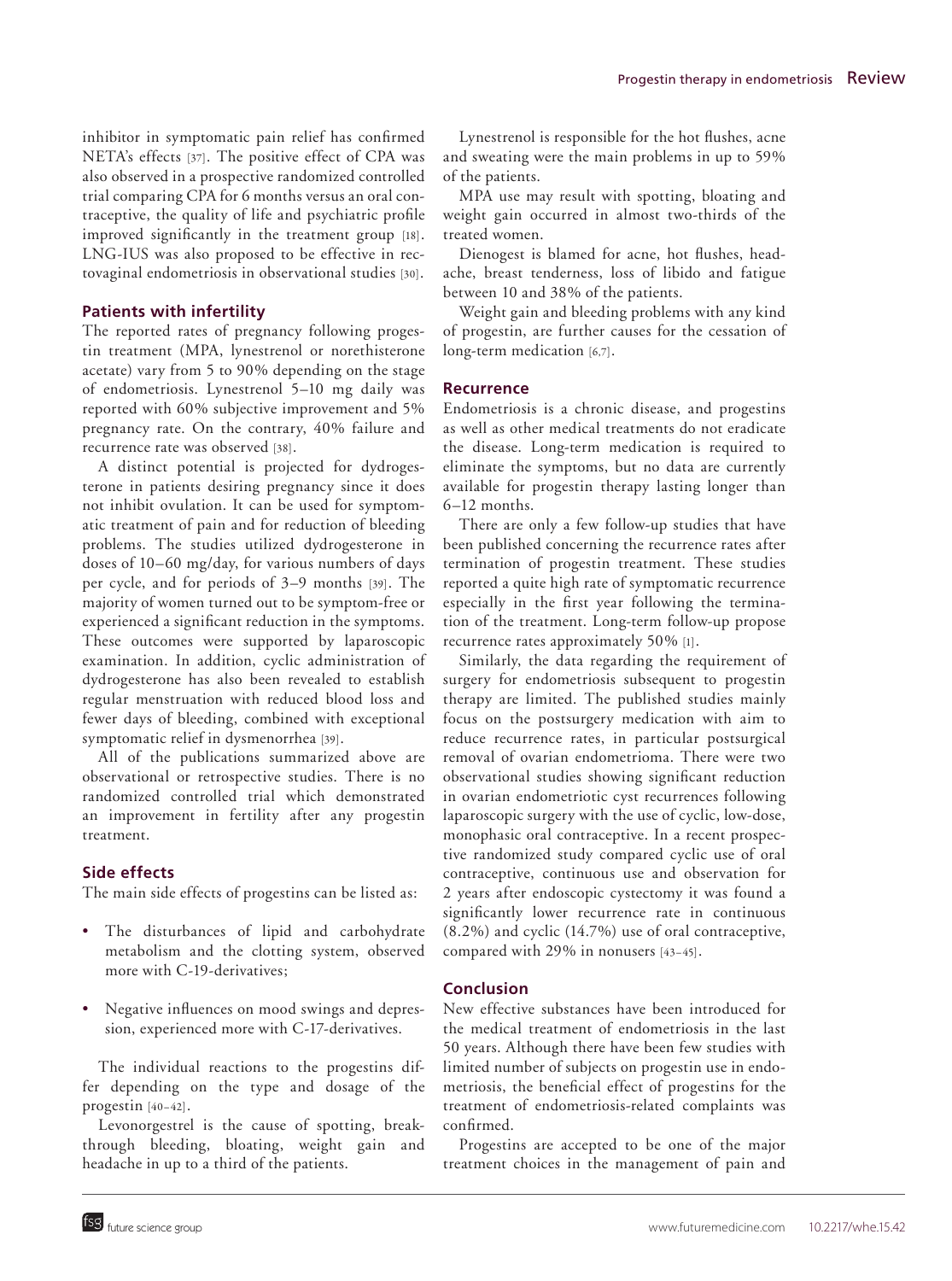inhibitor in symptomatic pain relief has confirmed NETA's effects [37]. The positive effect of CPA was also observed in a prospective randomized controlled trial comparing CPA for 6 months versus an oral contraceptive, the quality of life and psychiatric profile improved significantly in the treatment group [18]. LNG-IUS was also proposed to be effective in rectovaginal endometriosis in observational studies [30].

### Patients with infertility

The reported rates of pregnancy following progestin treatment (MPA, lynestrenol or norethisterone acetate) vary from 5 to 90% depending on the stage of endometriosis. Lynestrenol 5–10 mg daily was reported with 60% subjective improvement and 5% pregnancy rate. On the contrary, 40% failure and recurrence rate was observed [38].

A distinct potential is projected for dydrogesterone in patients desiring pregnancy since it does not inhibit ovulation. It can be used for symptomatic treatment of pain and for reduction of bleeding problems. The studies utilized dydrogesterone in doses of 10–60 mg/day, for various numbers of days per cycle, and for periods of 3–9 months [39]. The majority of women turned out to be symptom-free or experienced a significant reduction in the symptoms. These outcomes were supported by laparoscopic examination. In addition, cyclic administration of dydrogesterone has also been revealed to establish regular menstruation with reduced blood loss and fewer days of bleeding, combined with exceptional symptomatic relief in dysmenorrhea [39].

All of the publications summarized above are observational or retrospective studies. There is no randomized controlled trial which demonstrated an improvement in fertility after any progestin treatment.

### Side effects

The main side effects of progestins can be listed as:

- The disturbances of lipid and carbohydrate metabolism and the clotting system, observed more with C-19-derivatives;
- Negative influences on mood swings and depression, experienced more with C-17-derivatives.

The individual reactions to the progestins differ depending on the type and dosage of the progestin [40–42].

Levonorgestrel is the cause of spotting, breakthrough bleeding, bloating, weight gain and headache in up to a third of the patients.

Lynestrenol is responsible for the hot flushes, acne and sweating were the main problems in up to 59% of the patients.

MPA use may result with spotting, bloating and weight gain occurred in almost two-thirds of the treated women.

Dienogest is blamed for acne, hot flushes, headache, breast tenderness, loss of libido and fatigue between 10 and 38% of the patients.

Weight gain and bleeding problems with any kind of progestin, are further causes for the cessation of long-term medication [6,7].

### Recurrence

Endometriosis is a chronic disease, and progestins as well as other medical treatments do not eradicate the disease. Long-term medication is required to eliminate the symptoms, but no data are currently available for progestin therapy lasting longer than 6–12 months.

There are only a few follow-up studies that have been published concerning the recurrence rates after termination of progestin treatment. These studies reported a quite high rate of symptomatic recurrence especially in the first year following the termination of the treatment. Long-term follow-up propose recurrence rates approximately 50% [1].

Similarly, the data regarding the requirement of surgery for endometriosis subsequent to progestin therapy are limited. The published studies mainly focus on the postsurgery medication with aim to reduce recurrence rates, in particular postsurgical removal of ovarian endometrioma. There were two observational studies showing significant reduction in ovarian endometriotic cyst recurrences following laparoscopic surgery with the use of cyclic, low-dose, monophasic oral contraceptive. In a recent prospective randomized study compared cyclic use of oral contraceptive, continuous use and observation for 2 years after endoscopic cystectomy it was found a significantly lower recurrence rate in continuous (8.2%) and cyclic (14.7%) use of oral contraceptive, compared with 29% in nonusers [43–45].

### Conclusion

New effective substances have been introduced for the medical treatment of endometriosis in the last 50 years. Although there have been few studies with limited number of subjects on progestin use in endometriosis, the beneficial effect of progestins for the treatment of endometriosis-related complaints was confirmed.

Progestins are accepted to be one of the major treatment choices in the management of pain and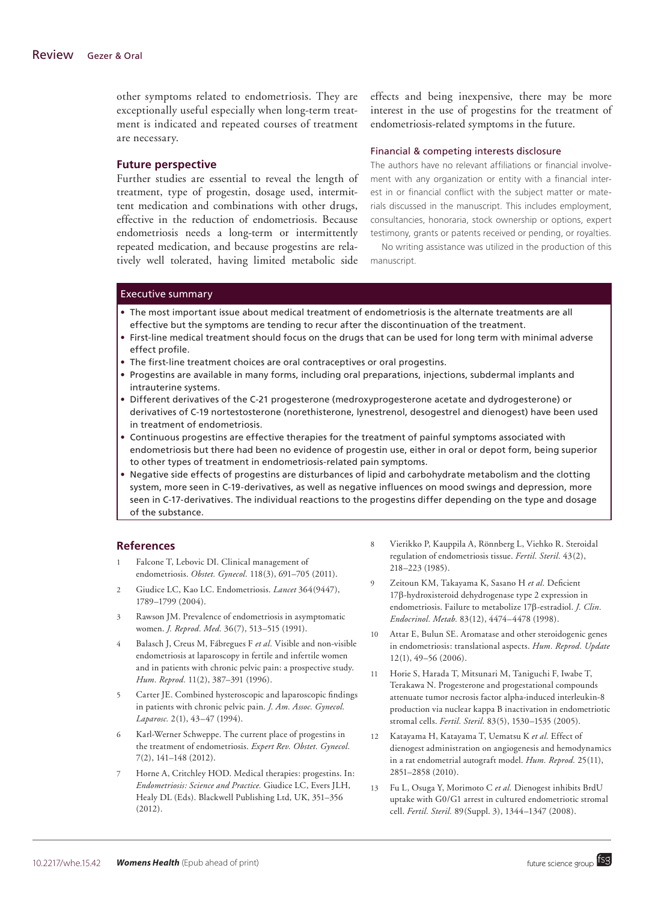other symptoms related to endometriosis. They are exceptionally useful especially when long-term treatment is indicated and repeated courses of treatment are necessary.

## Future perspective

Further studies are essential to reveal the length of treatment, type of progestin, dosage used, intermittent medication and combinations with other drugs, effective in the reduction of endometriosis. Because endometriosis needs a long-term or intermittently repeated medication, and because progestins are relatively well tolerated, having limited metabolic side effects and being inexpensive, there may be more interest in the use of progestins for the treatment of endometriosis-related symptoms in the future.

### Financial & competing interests disclosure

The authors have no relevant affiliations or financial involvement with any organization or entity with a financial interest in or financial conflict with the subject matter or materials discussed in the manuscript. This includes employment, consultancies, honoraria, stock ownership or options, expert testimony, grants or patents received or pending, or royalties.

No writing assistance was utilized in the production of this manuscript.

## Executive summary

- The most important issue about medical treatment of endometriosis is the alternate treatments are all effective but the symptoms are tending to recur after the discontinuation of the treatment.
- First-line medical treatment should focus on the drugs that can be used for long term with minimal adverse effect profile.
- The first-line treatment choices are oral contraceptives or oral progestins.
- Progestins are available in many forms, including oral preparations, injections, subdermal implants and intrauterine systems.
- Different derivatives of the C-21 progesterone (medroxyprogesterone acetate and dydrogesterone) or derivatives of C-19 nortestosterone (norethisterone, lynestrenol, desogestrel and dienogest) have been used in treatment of endometriosis.
- Continuous progestins are effective therapies for the treatment of painful symptoms associated with endometriosis but there had been no evidence of progestin use, either in oral or depot form, being superior to other types of treatment in endometriosis-related pain symptoms.
- Negative side effects of progestins are disturbances of lipid and carbohydrate metabolism and the clotting system, more seen in C-19-derivatives, as well as negative influences on mood swings and depression, more seen in C-17-derivatives. The individual reactions to the progestins differ depending on the type and dosage of the substance.

## References

1. Falcone T, Lebovic DI. Clinical management of endometriosis. *Obstet. Gynecol.* 118(3), 691–705 (2011).
2. Giudice LC, Kao LC. Endometriosis. *Lancet* 364(9447), 1789–1799 (2004).
3. Rawson JM. Prevalence of endometriosis in asymptomatic women. *J. Reprod. Med.* 36(7), 513–515 (1991).
4. Balasch J, Creus M, Fábregues F *et al.* Visible and non-visible endometriosis at laparoscopy in fertile and infertile women and in patients with chronic pelvic pain: a prospective study. *Hum. Reprod.* 11(2), 387–391 (1996).
5. Carter JE. Combined hysteroscopic and laparoscopic findings in patients with chronic pelvic pain. *J. Am. Assoc. Gynecol. Laparosc.* 2(1), 43–47 (1994).
6. Karl-Werner Schweppe. The current place of progestins in the treatment of endometriosis. *Expert Rev. Obstet. Gynecol.* 7(2), 141–148 (2012).
7. Horne A, Critchley HOD. Medical therapies: progestins. In: *Endometriosis: Science and Practice.* Giudice LC, Evers JLH, Healy DL (Eds). Blackwell Publishing Ltd, UK, 351–356 (2012).
8. Vierikko P, Kauppila A, Rönnberg L, Viehko R. Steroidal regulation of endometriosis tissue. *Fertil. Steril.* 43(2), 218–223 (1985).
9. Zeitoun KM, Takayama K, Sasano H *et al.* Deficient 17β-hydroxisteroid dehydrogenase type 2 expression in endometriosis. Failure to metabolize 17β-estradiol. *J. Clin. Endocrinol. Metab.* 83(12), 4474–4478 (1998).
10. Attar E, Bulun SE. Aromatase and other steroidogenic genes in endometriosis: translational aspects. *Hum. Reprod. Update* 12(1), 49–56 (2006).
11. Horie S, Harada T, Mitsunari M, Taniguchi F, Iwabe T, Terakawa N. Progesterone and progestational compounds attenuate tumor necrosis factor alpha-induced interleukin-8 production via nuclear kappa B inactivation in endometriotic stromal cells. *Fertil. Steril.* 83(5), 1530–1535 (2005).
12. Katayama H, Katayama T, Uematsu K *et al.* Effect of dienogest administration on angiogenesis and hemodynamics in a rat endometrial autograft model. *Hum. Reprod.* 25(11), 2851–2858 (2010).
13. Fu L, Osuga Y, Morimoto C *et al.* Dienogest inhibits BrdU uptake with G0/G1 arrest in cultured endometriotic stromal cell. *Fertil. Steril.* 89(Suppl. 3), 1344–1347 (2008).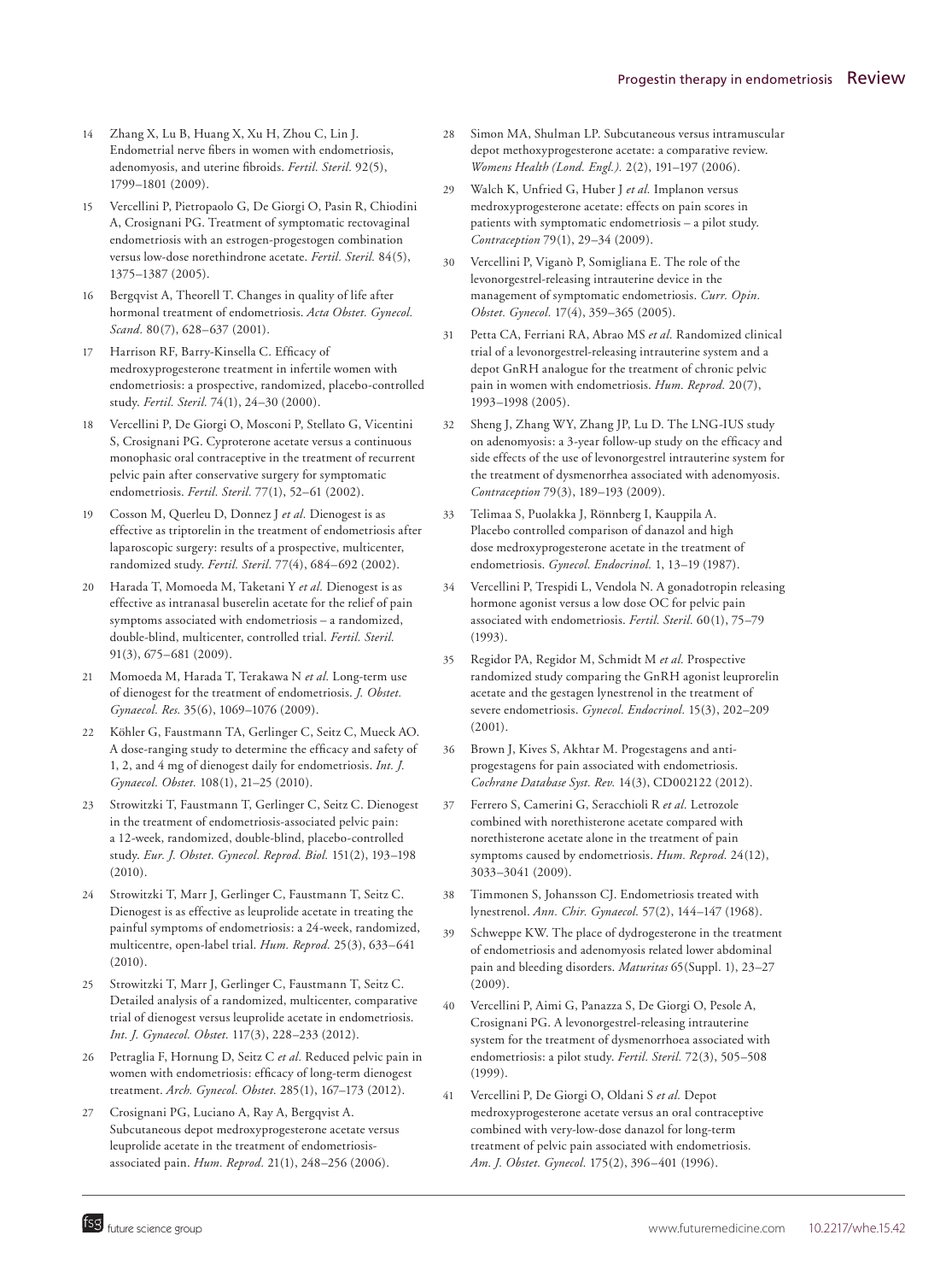14. Zhang X, Lu B, Huang X, Xu H, Zhou C, Lin J. Endometrial nerve fibers in women with endometriosis, adenomyosis, and uterine fibroids. *Fertil. Steril.* 92(5), 1799–1801 (2009).
15. Vercellini P, Pietropaolo G, De Giorgi O, Pasin R, Chiodini A, Crosignani PG. Treatment of symptomatic rectovaginal endometriosis with an estrogen-progestogen combination versus low-dose norethindrone acetate. *Fertil. Steril.* 84(5), 1375–1387 (2005).
16. Bergqvist A, Theorell T. Changes in quality of life after hormonal treatment of endometriosis. *Acta Obstet. Gynecol. Scand.* 80(7), 628–637 (2001).
17. Harrison RF, Barry-Kinsella C. Efficacy of medroxyprogesterone treatment in infertile women with endometriosis: a prospective, randomized, placebo-controlled study. *Fertil. Steril.* 74(1), 24–30 (2000).
18. Vercellini P, De Giorgi O, Mosconi P, Stellato G, Vicentini S, Crosignani PG. Cyproterone acetate versus a continuous monophasic oral contraceptive in the treatment of recurrent pelvic pain after conservative surgery for symptomatic endometriosis. *Fertil. Steril.* 77(1), 52–61 (2002).
19. Cosson M, Querleu D, Donnez J *et al.* Dienogest is as effective as triptorelin in the treatment of endometriosis after laparoscopic surgery: results of a prospective, multicenter, randomized study. *Fertil. Steril.* 77(4), 684–692 (2002).
20. Harada T, Momoeda M, Taketani Y *et al.* Dienogest is as effective as intranasal buserelin acetate for the relief of pain symptoms associated with endometriosis – a randomized, double-blind, multicenter, controlled trial. *Fertil. Steril.* 91(3), 675–681 (2009).
21. Momoeda M, Harada T, Terakawa N *et al.* Long-term use of dienogest for the treatment of endometriosis. *J. Obstet. Gynaecol. Res.* 35(6), 1069–1076 (2009).
22. Köhler G, Faustmann TA, Gerlinger C, Seitz C, Mueck AO. A dose-ranging study to determine the efficacy and safety of 1, 2, and 4 mg of dienogest daily for endometriosis. *Int. J. Gynaecol. Obstet.* 108(1), 21–25 (2010).
23. Strowitzki T, Faustmann T, Gerlinger C, Seitz C. Dienogest in the treatment of endometriosis-associated pelvic pain: a 12-week, randomized, double-blind, placebo-controlled study. *Eur. J. Obstet. Gynecol. Reprod. Biol.* 151(2), 193–198 (2010).
24. Strowitzki T, Marr J, Gerlinger C, Faustmann T, Seitz C. Dienogest is as effective as leuprolide acetate in treating the painful symptoms of endometriosis: a 24-week, randomized, multicentre, open-label trial. *Hum. Reprod.* 25(3), 633–641 (2010).
25. Strowitzki T, Marr J, Gerlinger C, Faustmann T, Seitz C. Detailed analysis of a randomized, multicenter, comparative trial of dienogest versus leuprolide acetate in endometriosis. *Int. J. Gynaecol. Obstet.* 117(3), 228–233 (2012).
26. Petraglia F, Hornung D, Seitz C *et al.* Reduced pelvic pain in women with endometriosis: efficacy of long-term dienogest treatment. *Arch. Gynecol. Obstet.* 285(1), 167–173 (2012).
27. Crosignani PG, Luciano A, Ray A, Bergqvist A. Subcutaneous depot medroxyprogesterone acetate versus leuprolide acetate in the treatment of endometriosis-associated pain. *Hum. Reprod.* 21(1), 248–256 (2006).
28. Simon MA, Shulman LP. Subcutaneous versus intramuscular depot methoxyprogesterone acetate: a comparative review. *Womens Health (Lond. Engl.).* 2(2), 191–197 (2006).
29. Walch K, Unfried G, Huber J *et al.* Implanon versus medroxyprogesterone acetate: effects on pain scores in patients with symptomatic endometriosis – a pilot study. *Contraception* 79(1), 29–34 (2009).
30. Vercellini P, Viganò P, Somigliana E. The role of the levonorgestrel-releasing intrauterine device in the management of symptomatic endometriosis. *Curr. Opin. Obstet. Gynecol.* 17(4), 359–365 (2005).
31. Petta CA, Ferriani RA, Abrao MS *et al.* Randomized clinical trial of a levonorgestrel-releasing intrauterine system and a depot GnRH analogue for the treatment of chronic pelvic pain in women with endometriosis. *Hum. Reprod.* 20(7), 1993–1998 (2005).
32. Sheng J, Zhang WY, Zhang JP, Lu D. The LNG-IUS study on adenomyosis: a 3-year follow-up study on the efficacy and side effects of the use of levonorgestrel intrauterine system for the treatment of dysmenorrhea associated with adenomyosis. *Contraception* 79(3), 189–193 (2009).
33. Telimaa S, Puolakka J, Rönnberg I, Kauppila A. Placebo controlled comparison of danazol and high dose medroxyprogesterone acetate in the treatment of endometriosis. *Gynecol. Endocrinol.* 1, 13–19 (1987).
34. Vercellini P, Trespidi L, Vendola N. A gonadotropin releasing hormone agonist versus a low dose OC for pelvic pain associated with endometriosis. *Fertil. Steril.* 60(1), 75–79 (1993).
35. Regidor PA, Regidor M, Schmidt M *et al.* Prospective randomized study comparing the GnRH agonist leuprorelin acetate and the gestagen lynestrenol in the treatment of severe endometriosis. *Gynecol. Endocrinol.* 15(3), 202–209 (2001).
36. Brown J, Kives S, Akhtar M. Progestagens and anti-progestagens for pain associated with endometriosis. *Cochrane Database Syst. Rev.* 14(3), CD002122 (2012).
37. Ferrero S, Camerini G, Seracchioli R *et al.* Letrozole combined with norethisterone acetate compared with norethisterone acetate alone in the treatment of pain symptoms caused by endometriosis. *Hum. Reprod.* 24(12), 3033–3041 (2009).
38. Timmonen S, Johansson CJ. Endometriosis treated with lynestrenol. *Ann. Chir. Gynaecol.* 57(2), 144–147 (1968).
39. Schweppe KW. The place of dydrogesterone in the treatment of endometriosis and adenomyosis related lower abdominal pain and bleeding disorders. *Maturitas* 65(Suppl. 1), 23–27 (2009).
40. Vercellini P, Aimi G, Panazza S, De Giorgi O, Pesole A, Crosignani PG. A levonorgestrel-releasing intrauterine system for the treatment of dysmenorrhoea associated with endometriosis: a pilot study. *Fertil. Steril.* 72(3), 505–508 (1999).
41. Vercellini P, De Giorgi O, Oldani S *et al.* Depot medroxyprogesterone acetate versus an oral contraceptive combined with very-low-dose danazol for long-term treatment of pelvic pain associated with endometriosis. *Am. J. Obstet. Gynecol.* 175(2), 396–401 (1996).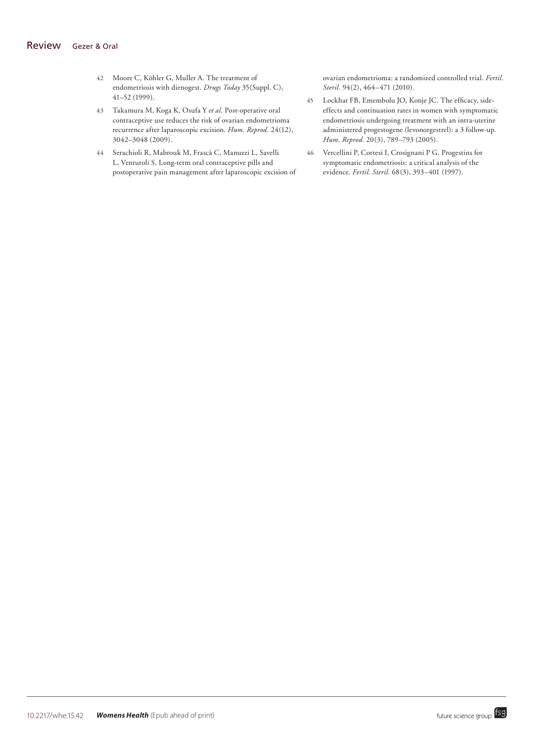42 Moore C, Köhler G, Muller A. The treatment of endometriosis with dienogest. *Drugs Today* 35(Suppl. C), 41–52 (1999).

43 Takamura M, Koga K, Osufa Y *et al.* Post-operative oral contraceptive use reduces the risk of ovarian endometrioma recurrence after laparoscopic excision. *Hum. Reprod.* 24(12), 3042–3048 (2009).

44 Serachioli R, Mabrouk M, Frascà C, Manuzzi L, Savelli L, Venturoli S. Long-term oral contraceptive pills and postoperative pain management after laparoscopic excision of ovarian endometrioma: a randomized controlled trial. *Fertil. Steril.* 94(2), 464–471 (2010).

45 Lockhat FB, Emembolu JO, Konje JC. The efficacy, side-effects and continuation rates in women with symptomatic endometriosis undergoing treatment with an intra-uterine administered progestogene (levonorgestrel): a 3 follow-up. *Hum. Reprod.* 20(3), 789–793 (2005).

46 Vercellini P, Cortesi I, Crosignani P G. Progestins for symptomatic endometriosis: a critical analysis of the evidence. *Fertil. Steril.* 68(3), 393–401 (1997).